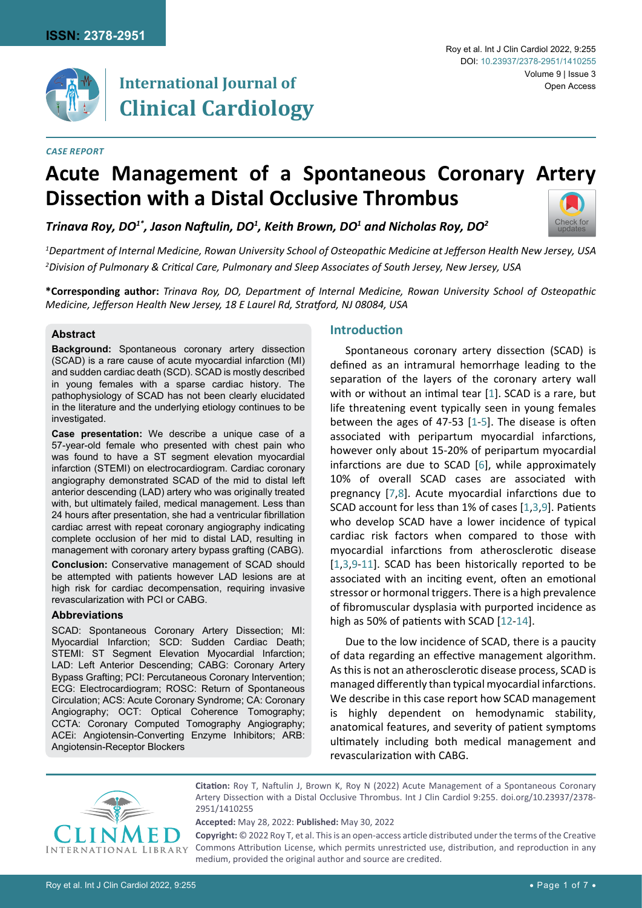*CASE REPORT*

# Acute Management of a Spontaneous Coronary Artery Dissection with a Distal Occlusive Thrombus

***Trinava Roy, DO[1*], Jason Naftulin, DO[1], Keith Brown, DO[1] and Nicholas Roy, DO[2]***

*[1]Department of Internal Medicine, Rowan University School of Osteopathic Medicine at Jefferson Health New Jersey, USA*
*[2]Division of Pulmonary & Critical Care, Pulmonary and Sleep Associates of South Jersey, New Jersey, USA*

**\*Corresponding author:** *Trinava Roy, DO, Department of Internal Medicine, Rowan University School of Osteopathic Medicine, Jefferson Health New Jersey, 18 E Laurel Rd, Stratford, NJ 08084, USA*

## Abstract

**Background:** Spontaneous coronary artery dissection (SCAD) is a rare cause of acute myocardial infarction (MI) and sudden cardiac death (SCD). SCAD is mostly described in young females with a sparse cardiac history. The pathophysiology of SCAD has not been clearly elucidated in the literature and the underlying etiology continues to be investigated.

**Case presentation:** We describe a unique case of a 57-year-old female who presented with chest pain who was found to have a ST segment elevation myocardial infarction (STEMI) on electrocardiogram. Cardiac coronary angiography demonstrated SCAD of the mid to distal left anterior descending (LAD) artery who was originally treated with, but ultimately failed, medical management. Less than 24 hours after presentation, she had a ventricular fibrillation cardiac arrest with repeat coronary angiography indicating complete occlusion of her mid to distal LAD, resulting in management with coronary artery bypass grafting (CABG).

**Conclusion:** Conservative management of SCAD should be attempted with patients however LAD lesions are at high risk for cardiac decompensation, requiring invasive revascularization with PCI or CABG.

### Abbreviations

SCAD: Spontaneous Coronary Artery Dissection; MI: Myocardial Infarction; SCD: Sudden Cardiac Death; STEMI: ST Segment Elevation Myocardial Infarction; LAD: Left Anterior Descending; CABG: Coronary Artery Bypass Grafting; PCI: Percutaneous Coronary Intervention; ECG: Electrocardiogram; ROSC: Return of Spontaneous Circulation; ACS: Acute Coronary Syndrome; CA: Coronary Angiography; OCT: Optical Coherence Tomography; CCTA: Coronary Computed Tomography Angiography; ACEi: Angiotensin-Converting Enzyme Inhibitors; ARB: Angiotensin-Receptor Blockers

## Introduction

Spontaneous coronary artery dissection (SCAD) is defined as an intramural hemorrhage leading to the separation of the layers of the coronary artery wall with or without an intimal tear [1]. SCAD is a rare, but life threatening event typically seen in young females between the ages of 47-53 [1-5]. The disease is often associated with peripartum myocardial infarctions, however only about 15-20% of peripartum myocardial infarctions are due to SCAD [6], while approximately 10% of overall SCAD cases are associated with pregnancy [7,8]. Acute myocardial infarctions due to SCAD account for less than 1% of cases [1,3,9]. Patients who develop SCAD have a lower incidence of typical cardiac risk factors when compared to those with myocardial infarctions from atherosclerotic disease [1,3,9-11]. SCAD has been historically reported to be associated with an inciting event, often an emotional stressor or hormonal triggers. There is a high prevalence of fibromuscular dysplasia with purported incidence as high as 50% of patients with SCAD [12-14].

Due to the low incidence of SCAD, there is a paucity of data regarding an effective management algorithm. As this is not an atherosclerotic disease process, SCAD is managed differently than typical myocardial infarctions. We describe in this case report how SCAD management is highly dependent on hemodynamic stability, anatomical features, and severity of patient symptoms ultimately including both medical management and revascularization with CABG.

**Citation:** Roy T, Naftulin J, Brown K, Roy N (2022) Acute Management of a Spontaneous Coronary Artery Dissection with a Distal Occlusive Thrombus. Int J Clin Cardiol 9:255. doi.org/10.23937/2378-2951/1410255

**Accepted:** May 28, 2022: **Published:** May 30, 2022

**Copyright:** © 2022 Roy T, et al. This is an open-access article distributed under the terms of the Creative Commons Attribution License, which permits unrestricted use, distribution, and reproduction in any medium, provided the original author and source are credited.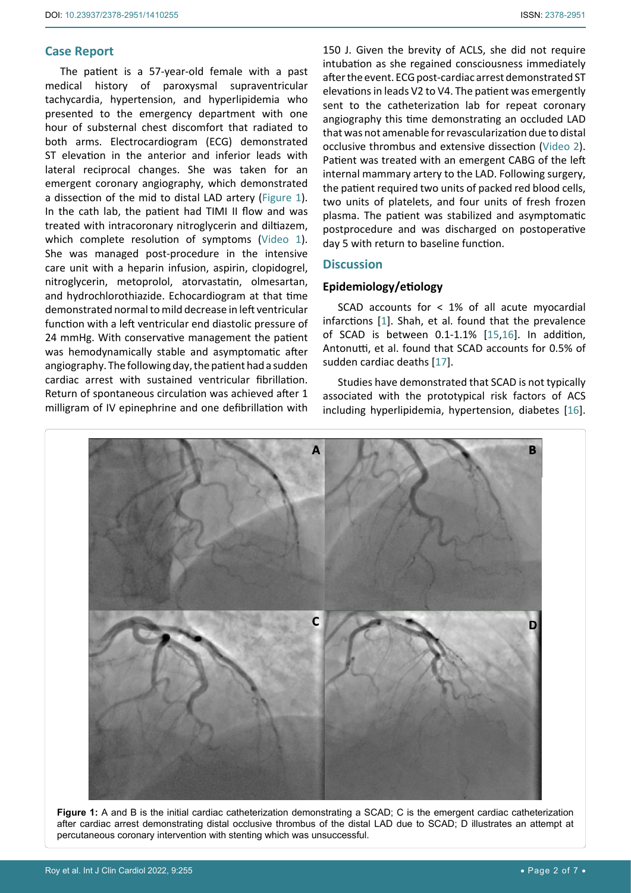## Case Report

The patient is a 57-year-old female with a past medical history of paroxysmal supraventricular tachycardia, hypertension, and hyperlipidemia who presented to the emergency department with one hour of substernal chest discomfort that radiated to both arms. Electrocardiogram (ECG) demonstrated ST elevation in the anterior and inferior leads with lateral reciprocal changes. She was taken for an emergent coronary angiography, which demonstrated a dissection of the mid to distal LAD artery (Figure 1). In the cath lab, the patient had TIMI II flow and was treated with intracoronary nitroglycerin and diltiazem, which complete resolution of symptoms (Video 1). She was managed post-procedure in the intensive care unit with a heparin infusion, aspirin, clopidogrel, nitroglycerin, metoprolol, atorvastatin, olmesartan, and hydrochlorothiazide. Echocardiogram at that time demonstrated normal to mild decrease in left ventricular function with a left ventricular end diastolic pressure of 24 mmHg. With conservative management the patient was hemodynamically stable and asymptomatic after angiography. The following day, the patient had a sudden cardiac arrest with sustained ventricular fibrillation. Return of spontaneous circulation was achieved after 1 milligram of IV epinephrine and one defibrillation with 150 J. Given the brevity of ACLS, she did not require intubation as she regained consciousness immediately after the event. ECG post-cardiac arrest demonstrated ST elevations in leads V2 to V4. The patient was emergently sent to the catheterization lab for repeat coronary angiography this time demonstrating an occluded LAD that was not amenable for revascularization due to distal occlusive thrombus and extensive dissection (Video 2). Patient was treated with an emergent CABG of the left internal mammary artery to the LAD. Following surgery, the patient required two units of packed red blood cells, two units of platelets, and four units of fresh frozen plasma. The patient was stabilized and asymptomatic postprocedure and was discharged on postoperative day 5 with return to baseline function.

## Discussion

### Epidemiology/etiology

SCAD accounts for < 1% of all acute myocardial infarctions [1]. Shah, et al. found that the prevalence of SCAD is between 0.1-1.1% [15,16]. In addition, Antonutti, et al. found that SCAD accounts for 0.5% of sudden cardiac deaths [17].

Studies have demonstrated that SCAD is not typically associated with the prototypical risk factors of ACS including hyperlipidemia, hypertension, diabetes [16].

**Figure 1:** A and B is the initial cardiac catheterization demonstrating a SCAD; C is the emergent cardiac catheterization after cardiac arrest demonstrating distal occlusive thrombus of the distal LAD due to SCAD; D illustrates an attempt at percutaneous coronary intervention with stenting which was unsuccessful.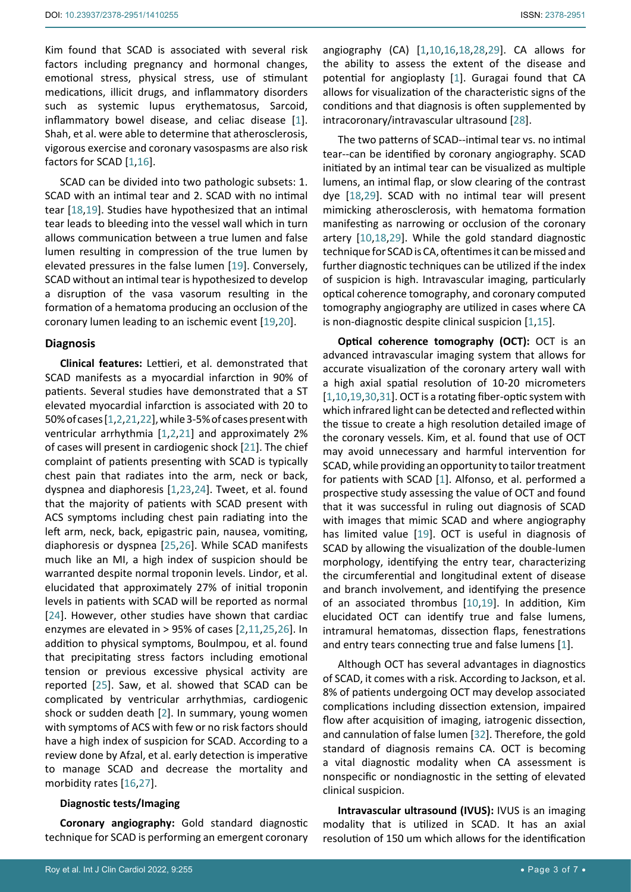Kim found that SCAD is associated with several risk factors including pregnancy and hormonal changes, emotional stress, physical stress, use of stimulant medications, illicit drugs, and inflammatory disorders such as systemic lupus erythematosus, Sarcoid, inflammatory bowel disease, and celiac disease [1]. Shah, et al. were able to determine that atherosclerosis, vigorous exercise and coronary vasospasms are also risk factors for SCAD [1,16].

SCAD can be divided into two pathologic subsets: 1. SCAD with an intimal tear and 2. SCAD with no intimal tear [18,19]. Studies have hypothesized that an intimal tear leads to bleeding into the vessel wall which in turn allows communication between a true lumen and false lumen resulting in compression of the true lumen by elevated pressures in the false lumen [19]. Conversely, SCAD without an intimal tear is hypothesized to develop a disruption of the vasa vasorum resulting in the formation of a hematoma producing an occlusion of the coronary lumen leading to an ischemic event [19,20].

## Diagnosis

**Clinical features:** Lettieri, et al. demonstrated that SCAD manifests as a myocardial infarction in 90% of patients. Several studies have demonstrated that a ST elevated myocardial infarction is associated with 20 to 50% of cases [1,2,21,22], while 3-5% of cases present with ventricular arrhythmia [1,2,21] and approximately 2% of cases will present in cardiogenic shock [21]. The chief complaint of patients presenting with SCAD is typically chest pain that radiates into the arm, neck or back, dyspnea and diaphoresis [1,23,24]. Tweet, et al. found that the majority of patients with SCAD present with ACS symptoms including chest pain radiating into the left arm, neck, back, epigastric pain, nausea, vomiting, diaphoresis or dyspnea [25,26]. While SCAD manifests much like an MI, a high index of suspicion should be warranted despite normal troponin levels. Lindor, et al. elucidated that approximately 27% of initial troponin levels in patients with SCAD will be reported as normal [24]. However, other studies have shown that cardiac enzymes are elevated in > 95% of cases [2,11,25,26]. In addition to physical symptoms, Boulmpou, et al. found that precipitating stress factors including emotional tension or previous excessive physical activity are reported [25]. Saw, et al. showed that SCAD can be complicated by ventricular arrhythmias, cardiogenic shock or sudden death [2]. In summary, young women with symptoms of ACS with few or no risk factors should have a high index of suspicion for SCAD. According to a review done by Afzal, et al. early detection is imperative to manage SCAD and decrease the mortality and morbidity rates [16,27].

### Diagnostic tests/Imaging

**Coronary angiography:** Gold standard diagnostic technique for SCAD is performing an emergent coronary angiography (CA) [1,10,16,18,28,29]. CA allows for the ability to assess the extent of the disease and potential for angioplasty [1]. Guragai found that CA allows for visualization of the characteristic signs of the conditions and that diagnosis is often supplemented by intracoronary/intravascular ultrasound [28].

The two patterns of SCAD--intimal tear vs. no intimal tear--can be identified by coronary angiography. SCAD initiated by an intimal tear can be visualized as multiple lumens, an intimal flap, or slow clearing of the contrast dye [18,29]. SCAD with no intimal tear will present mimicking atherosclerosis, with hematoma formation manifesting as narrowing or occlusion of the coronary artery [10,18,29]. While the gold standard diagnostic technique for SCAD is CA, oftentimes it can be missed and further diagnostic techniques can be utilized if the index of suspicion is high. Intravascular imaging, particularly optical coherence tomography, and coronary computed tomography angiography are utilized in cases where CA is non-diagnostic despite clinical suspicion [1,15].

**Optical coherence tomography (OCT):** OCT is an advanced intravascular imaging system that allows for accurate visualization of the coronary artery wall with a high axial spatial resolution of 10-20 micrometers [1,10,19,30,31]. OCT is a rotating fiber-optic system with which infrared light can be detected and reflected within the tissue to create a high resolution detailed image of the coronary vessels. Kim, et al. found that use of OCT may avoid unnecessary and harmful intervention for SCAD, while providing an opportunity to tailor treatment for patients with SCAD [1]. Alfonso, et al. performed a prospective study assessing the value of OCT and found that it was successful in ruling out diagnosis of SCAD with images that mimic SCAD and where angiography has limited value [19]. OCT is useful in diagnosis of SCAD by allowing the visualization of the double-lumen morphology, identifying the entry tear, characterizing the circumferential and longitudinal extent of disease and branch involvement, and identifying the presence of an associated thrombus [10,19]. In addition, Kim elucidated OCT can identify true and false lumens, intramural hematomas, dissection flaps, fenestrations and entry tears connecting true and false lumens [1].

Although OCT has several advantages in diagnostics of SCAD, it comes with a risk. According to Jackson, et al. 8% of patients undergoing OCT may develop associated complications including dissection extension, impaired flow after acquisition of imaging, iatrogenic dissection, and cannulation of false lumen [32]. Therefore, the gold standard of diagnosis remains CA. OCT is becoming a vital diagnostic modality when CA assessment is nonspecific or nondiagnostic in the setting of elevated clinical suspicion.

**Intravascular ultrasound (IVUS):** IVUS is an imaging modality that is utilized in SCAD. It has an axial resolution of 150 um which allows for the identification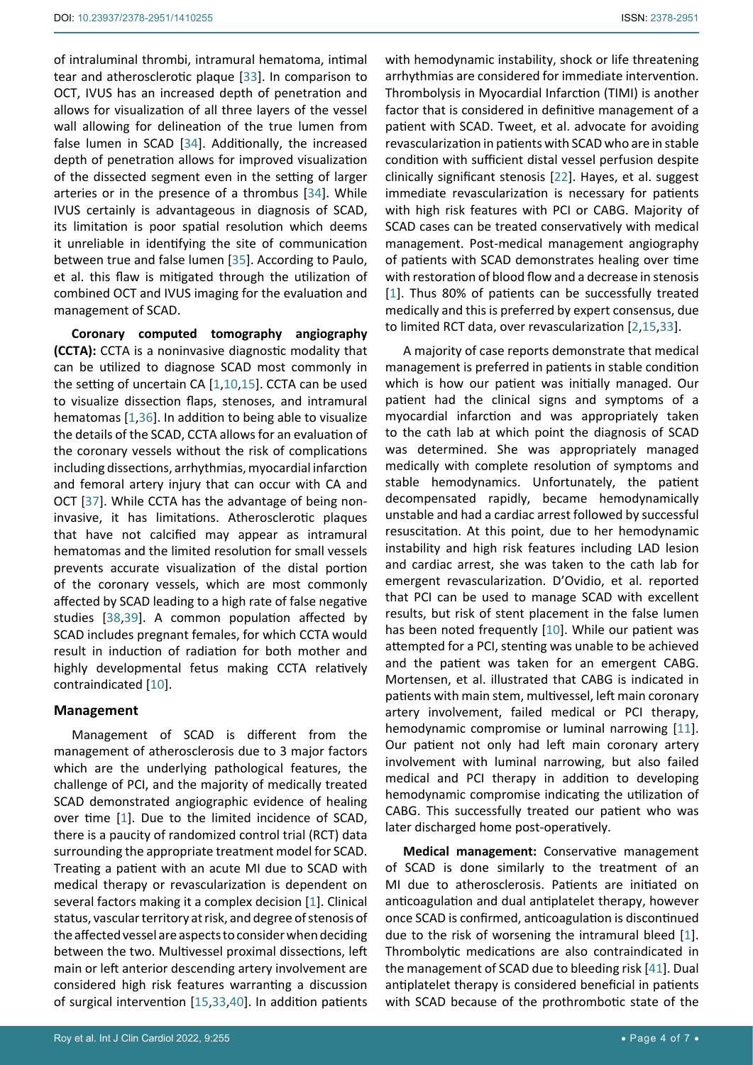of intraluminal thrombi, intramural hematoma, intimal tear and atherosclerotic plaque [33]. In comparison to OCT, IVUS has an increased depth of penetration and allows for visualization of all three layers of the vessel wall allowing for delineation of the true lumen from false lumen in SCAD [34]. Additionally, the increased depth of penetration allows for improved visualization of the dissected segment even in the setting of larger arteries or in the presence of a thrombus [34]. While IVUS certainly is advantageous in diagnosis of SCAD, its limitation is poor spatial resolution which deems it unreliable in identifying the site of communication between true and false lumen [35]. According to Paulo, et al. this flaw is mitigated through the utilization of combined OCT and IVUS imaging for the evaluation and management of SCAD.

**Coronary computed tomography angiography (CCTA):** CCTA is a noninvasive diagnostic modality that can be utilized to diagnose SCAD most commonly in the setting of uncertain CA [1,10,15]. CCTA can be used to visualize dissection flaps, stenoses, and intramural hematomas [1,36]. In addition to being able to visualize the details of the SCAD, CCTA allows for an evaluation of the coronary vessels without the risk of complications including dissections, arrhythmias, myocardial infarction and femoral artery injury that can occur with CA and OCT [37]. While CCTA has the advantage of being non-invasive, it has limitations. Atherosclerotic plaques that have not calcified may appear as intramural hematomas and the limited resolution for small vessels prevents accurate visualization of the distal portion of the coronary vessels, which are most commonly affected by SCAD leading to a high rate of false negative studies [38,39]. A common population affected by SCAD includes pregnant females, for which CCTA would result in induction of radiation for both mother and highly developmental fetus making CCTA relatively contraindicated [10].

## Management

Management of SCAD is different from the management of atherosclerosis due to 3 major factors which are the underlying pathological features, the challenge of PCI, and the majority of medically treated SCAD demonstrated angiographic evidence of healing over time [1]. Due to the limited incidence of SCAD, there is a paucity of randomized control trial (RCT) data surrounding the appropriate treatment model for SCAD. Treating a patient with an acute MI due to SCAD with medical therapy or revascularization is dependent on several factors making it a complex decision [1]. Clinical status, vascular territory at risk, and degree of stenosis of the affected vessel are aspects to consider when deciding between the two. Multivessel proximal dissections, left main or left anterior descending artery involvement are considered high risk features warranting a discussion of surgical intervention [15,33,40]. In addition patients with hemodynamic instability, shock or life threatening arrhythmias are considered for immediate intervention. Thrombolysis in Myocardial Infarction (TIMI) is another factor that is considered in definitive management of a patient with SCAD. Tweet, et al. advocate for avoiding revascularization in patients with SCAD who are in stable condition with sufficient distal vessel perfusion despite clinically significant stenosis [22]. Hayes, et al. suggest immediate revascularization is necessary for patients with high risk features with PCI or CABG. Majority of SCAD cases can be treated conservatively with medical management. Post-medical management angiography of patients with SCAD demonstrates healing over time with restoration of blood flow and a decrease in stenosis [1]. Thus 80% of patients can be successfully treated medically and this is preferred by expert consensus, due to limited RCT data, over revascularization [2,15,33].

A majority of case reports demonstrate that medical management is preferred in patients in stable condition which is how our patient was initially managed. Our patient had the clinical signs and symptoms of a myocardial infarction and was appropriately taken to the cath lab at which point the diagnosis of SCAD was determined. She was appropriately managed medically with complete resolution of symptoms and stable hemodynamics. Unfortunately, the patient decompensated rapidly, became hemodynamically unstable and had a cardiac arrest followed by successful resuscitation. At this point, due to her hemodynamic instability and high risk features including LAD lesion and cardiac arrest, she was taken to the cath lab for emergent revascularization. D'Ovidio, et al. reported that PCI can be used to manage SCAD with excellent results, but risk of stent placement in the false lumen has been noted frequently [10]. While our patient was attempted for a PCI, stenting was unable to be achieved and the patient was taken for an emergent CABG. Mortensen, et al. illustrated that CABG is indicated in patients with main stem, multivessel, left main coronary artery involvement, failed medical or PCI therapy, hemodynamic compromise or luminal narrowing [11]. Our patient not only had left main coronary artery involvement with luminal narrowing, but also failed medical and PCI therapy in addition to developing hemodynamic compromise indicating the utilization of CABG. This successfully treated our patient who was later discharged home post-operatively.

**Medical management:** Conservative management of SCAD is done similarly to the treatment of an MI due to atherosclerosis. Patients are initiated on anticoagulation and dual antiplatelet therapy, however once SCAD is confirmed, anticoagulation is discontinued due to the risk of worsening the intramural bleed [1]. Thrombolytic medications are also contraindicated in the management of SCAD due to bleeding risk [41]. Dual antiplatelet therapy is considered beneficial in patients with SCAD because of the prothrombotic state of the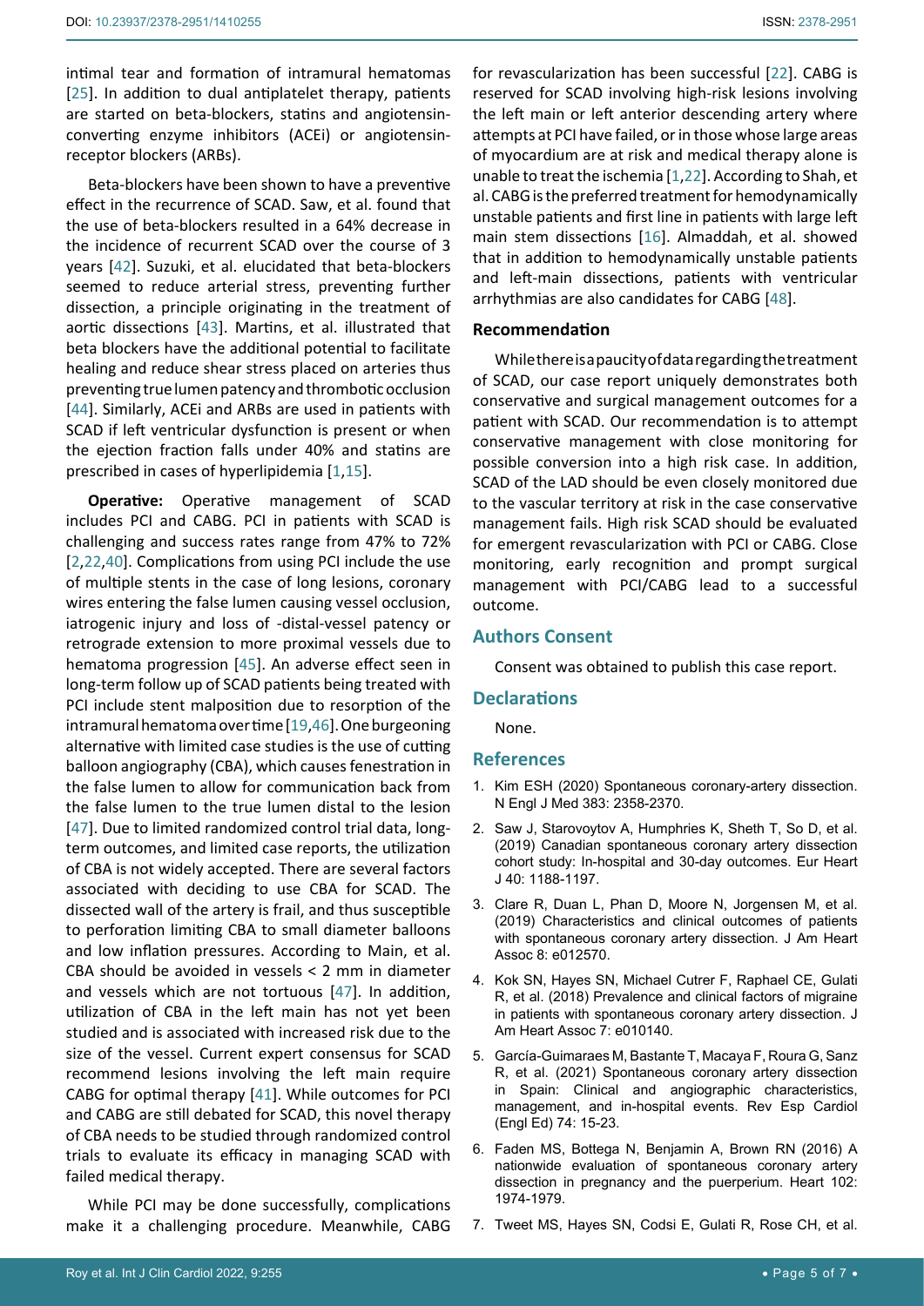intimal tear and formation of intramural hematomas [25]. In addition to dual antiplatelet therapy, patients are started on beta-blockers, statins and angiotensin-converting enzyme inhibitors (ACEi) or angiotensin-receptor blockers (ARBs).

Beta-blockers have been shown to have a preventive effect in the recurrence of SCAD. Saw, et al. found that the use of beta-blockers resulted in a 64% decrease in the incidence of recurrent SCAD over the course of 3 years [42]. Suzuki, et al. elucidated that beta-blockers seemed to reduce arterial stress, preventing further dissection, a principle originating in the treatment of aortic dissections [43]. Martins, et al. illustrated that beta blockers have the additional potential to facilitate healing and reduce shear stress placed on arteries thus preventing true lumen patency and thrombotic occlusion [44]. Similarly, ACEi and ARBs are used in patients with SCAD if left ventricular dysfunction is present or when the ejection fraction falls under 40% and statins are prescribed in cases of hyperlipidemia [1,15].

**Operative:** Operative management of SCAD includes PCI and CABG. PCI in patients with SCAD is challenging and success rates range from 47% to 72% [2,22,40]. Complications from using PCI include the use of multiple stents in the case of long lesions, coronary wires entering the false lumen causing vessel occlusion, iatrogenic injury and loss of -distal-vessel patency or retrograde extension to more proximal vessels due to hematoma progression [45]. An adverse effect seen in long-term follow up of SCAD patients being treated with PCI include stent malposition due to resorption of the intramural hematoma over time [19,46]. One burgeoning alternative with limited case studies is the use of cutting balloon angiography (CBA), which causes fenestration in the false lumen to allow for communication back from the false lumen to the true lumen distal to the lesion [47]. Due to limited randomized control trial data, long-term outcomes, and limited case reports, the utilization of CBA is not widely accepted. There are several factors associated with deciding to use CBA for SCAD. The dissected wall of the artery is frail, and thus susceptible to perforation limiting CBA to small diameter balloons and low inflation pressures. According to Main, et al. CBA should be avoided in vessels < 2 mm in diameter and vessels which are not tortuous [47]. In addition, utilization of CBA in the left main has not yet been studied and is associated with increased risk due to the size of the vessel. Current expert consensus for SCAD recommend lesions involving the left main require CABG for optimal therapy [41]. While outcomes for PCI and CABG are still debated for SCAD, this novel therapy of CBA needs to be studied through randomized control trials to evaluate its efficacy in managing SCAD with failed medical therapy.

While PCI may be done successfully, complications make it a challenging procedure. Meanwhile, CABG for revascularization has been successful [22]. CABG is reserved for SCAD involving high-risk lesions involving the left main or left anterior descending artery where attempts at PCI have failed, or in those whose large areas of myocardium are at risk and medical therapy alone is unable to treat the ischemia [1,22]. According to Shah, et al. CABG is the preferred treatment for hemodynamically unstable patients and first line in patients with large left main stem dissections [16]. Almaddah, et al. showed that in addition to hemodynamically unstable patients and left-main dissections, patients with ventricular arrhythmias are also candidates for CABG [48].

### Recommendation

While there is a paucity of data regarding the treatment of SCAD, our case report uniquely demonstrates both conservative and surgical management outcomes for a patient with SCAD. Our recommendation is to attempt conservative management with close monitoring for possible conversion into a high risk case. In addition, SCAD of the LAD should be even closely monitored due to the vascular territory at risk in the case conservative management fails. High risk SCAD should be evaluated for emergent revascularization with PCI or CABG. Close monitoring, early recognition and prompt surgical management with PCI/CABG lead to a successful outcome.

## Authors Consent

Consent was obtained to publish this case report.

## Declarations

None.

## References

1. Kim ESH (2020) Spontaneous coronary-artery dissection. N Engl J Med 383: 2358-2370.
2. Saw J, Starovoytov A, Humphries K, Sheth T, So D, et al. (2019) Canadian spontaneous coronary artery dissection cohort study: In-hospital and 30-day outcomes. Eur Heart J 40: 1188-1197.
3. Clare R, Duan L, Phan D, Moore N, Jorgensen M, et al. (2019) Characteristics and clinical outcomes of patients with spontaneous coronary artery dissection. J Am Heart Assoc 8: e012570.
4. Kok SN, Hayes SN, Michael Cutrer F, Raphael CE, Gulati R, et al. (2018) Prevalence and clinical factors of migraine in patients with spontaneous coronary artery dissection. J Am Heart Assoc 7: e010140.
5. García-Guimaraes M, Bastante T, Macaya F, Roura G, Sanz R, et al. (2021) Spontaneous coronary artery dissection in Spain: Clinical and angiographic characteristics, management, and in-hospital events. Rev Esp Cardiol (Engl Ed) 74: 15-23.
6. Faden MS, Bottega N, Benjamin A, Brown RN (2016) A nationwide evaluation of spontaneous coronary artery dissection in pregnancy and the puerperium. Heart 102: 1974-1979.
7. Tweet MS, Hayes SN, Codsi E, Gulati R, Rose CH, et al.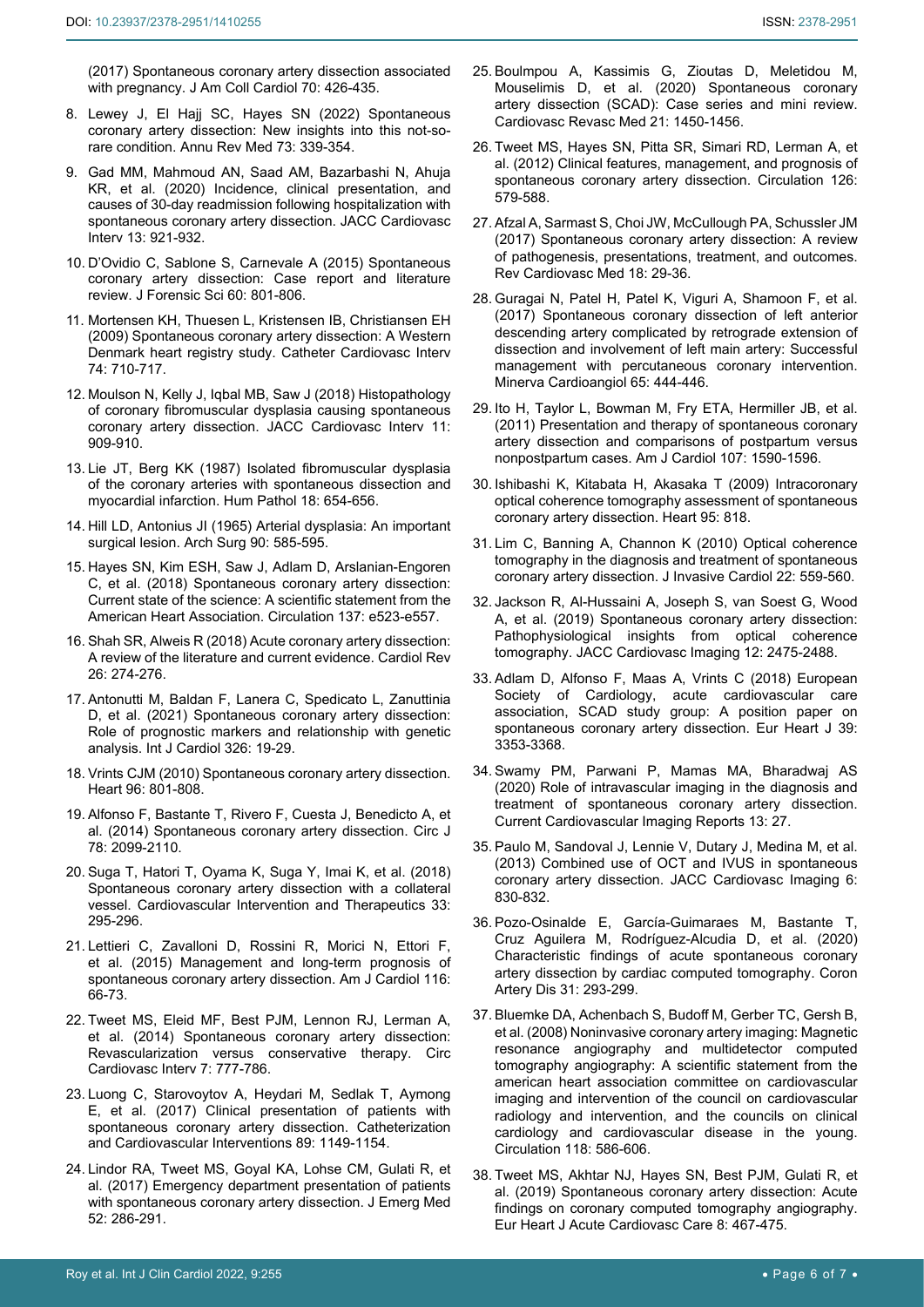(2017) Spontaneous coronary artery dissection associated with pregnancy. J Am Coll Cardiol 70: 426-435.

8. Lewey J, El Hajj SC, Hayes SN (2022) Spontaneous coronary artery dissection: New insights into this not-so-rare condition. Annu Rev Med 73: 339-354.
9. Gad MM, Mahmoud AN, Saad AM, Bazarbashi N, Ahuja KR, et al. (2020) Incidence, clinical presentation, and causes of 30-day readmission following hospitalization with spontaneous coronary artery dissection. JACC Cardiovasc Interv 13: 921-932.
10. D'Ovidio C, Sablone S, Carnevale A (2015) Spontaneous coronary artery dissection: Case report and literature review. J Forensic Sci 60: 801-806.
11. Mortensen KH, Thuesen L, Kristensen IB, Christiansen EH (2009) Spontaneous coronary artery dissection: A Western Denmark heart registry study. Catheter Cardiovasc Interv 74: 710-717.
12. Moulson N, Kelly J, Iqbal MB, Saw J (2018) Histopathology of coronary fibromuscular dysplasia causing spontaneous coronary artery dissection. JACC Cardiovasc Interv 11: 909-910.
13. Lie JT, Berg KK (1987) Isolated fibromuscular dysplasia of the coronary arteries with spontaneous dissection and myocardial infarction. Hum Pathol 18: 654-656.
14. Hill LD, Antonius JI (1965) Arterial dysplasia: An important surgical lesion. Arch Surg 90: 585-595.
15. Hayes SN, Kim ESH, Saw J, Adlam D, Arslanian-Engoren C, et al. (2018) Spontaneous coronary artery dissection: Current state of the science: A scientific statement from the American Heart Association. Circulation 137: e523-e557.
16. Shah SR, Alweis R (2018) Acute coronary artery dissection: A review of the literature and current evidence. Cardiol Rev 26: 274-276.
17. Antonutti M, Baldan F, Lanera C, Specicato L, Zanuttinia D, et al. (2021) Spontaneous coronary artery dissection: Role of prognostic markers and relationship with genetic analysis. Int J Cardiol 326: 19-29.
18. Vrints CJM (2010) Spontaneous coronary artery dissection. Heart 96: 801-808.
19. Alfonso F, Bastante T, Rivero F, Cuesta J, Benedicto A, et al. (2014) Spontaneous coronary artery dissection. Circ J 78: 2099-2110.
20. Suga T, Hatori T, Oyama K, Suga Y, Imai K, et al. (2018) Spontaneous coronary artery dissection with a collateral vessel. Cardiovascular Intervention and Therapeutics 33: 295-296.
21. Lettieri C, Zavalloni D, Rossini R, Morici N, Ettori F, et al. (2015) Management and long-term prognosis of spontaneous coronary artery dissection. Am J Cardiol 116: 66-73.
22. Tweet MS, Eleid MF, Best PJM, Lennon RJ, Lerman A, et al. (2014) Spontaneous coronary artery dissection: Revascularization versus conservative therapy. Circ Cardiovasc Interv 7: 777-786.
23. Luong C, Starovoytov A, Heydari M, Sedlak T, Aymong E, et al. (2017) Clinical presentation of patients with spontaneous coronary artery dissection. Catheterization and Cardiovascular Interventions 89: 1149-1154.
24. Lindor RA, Tweet MS, Goyal KA, Lohse CM, Gulati R, et al. (2017) Emergency department presentation of patients with spontaneous coronary artery dissection. J Emerg Med 52: 286-291.
25. Boulmpou A, Kassimis G, Zioutas D, Meletidou M, Mouselimis D, et al. (2020) Spontaneous coronary artery dissection (SCAD): Case series and mini review. Cardiovasc Revasc Med 21: 1450-1456.
26. Tweet MS, Hayes SN, Pitta SR, Simari RD, Lerman A, et al. (2012) Clinical features, management, and prognosis of spontaneous coronary artery dissection. Circulation 126: 579-588.
27. Afzal A, Sarmast S, Choi JW, McCullough PA, Schussler JM (2017) Spontaneous coronary artery dissection: A review of pathogenesis, presentations, treatment, and outcomes. Rev Cardiovasc Med 18: 29-36.
28. Guragai N, Patel H, Patel K, Viguri A, Shamoon F, et al. (2017) Spontaneous coronary dissection of left anterior descending artery complicated by retrograde extension of dissection and involvement of left main artery: Successful management with percutaneous coronary intervention. Minerva Cardioangiol 65: 444-446.
29. Ito H, Taylor L, Bowman M, Fry ETA, Hermiller JB, et al. (2011) Presentation and therapy of spontaneous coronary artery dissection and comparisons of postpartum versus nonpostpartum cases. Am J Cardiol 107: 1590-1596.
30. Ishibashi K, Kitabata H, Akasaka T (2009) Intracoronary optical coherence tomography assessment of spontaneous coronary artery dissection. Heart 95: 818.
31. Lim C, Banning A, Channon K (2010) Optical coherence tomography in the diagnosis and treatment of spontaneous coronary artery dissection. J Invasive Cardiol 22: 559-560.
32. Jackson R, Al-Hussaini A, Joseph S, van Soest G, Wood A, et al. (2019) Spontaneous coronary artery dissection: Pathophysiological insights from optical coherence tomography. JACC Cardiovasc Imaging 12: 2475-2488.
33. Adlam D, Alfonso F, Maas A, Vrints C (2018) European Society of Cardiology, acute cardiovascular care association, SCAD study group: A position paper on spontaneous coronary artery dissection. Eur Heart J 39: 3353-3368.
34. Swamy PM, Parwani P, Mamas MA, Bharadwaj AS (2020) Role of intravascular imaging in the diagnosis and treatment of spontaneous coronary artery dissection. Current Cardiovascular Imaging Reports 13: 27.
35. Paulo M, Sandoval J, Lennie V, Dutary J, Medina M, et al. (2013) Combined use of OCT and IVUS in spontaneous coronary artery dissection. JACC Cardiovasc Imaging 6: 830-832.
36. Pozo-Osinalde E, García-Guimaraes M, Bastante T, Cruz Aguilera M, Rodríguez-Alcudia D, et al. (2020) Characteristic findings of acute spontaneous coronary artery dissection by cardiac computed tomography. Coron Artery Dis 31: 293-299.
37. Bluemke DA, Achenbach S, Budoff M, Gerber TC, Gersh B, et al. (2008) Noninvasive coronary artery imaging: Magnetic resonance angiography and multidetector computed tomography angiography: A scientific statement from the american heart association committee on cardiovascular imaging and intervention of the council on cardiovascular radiology and intervention, and the councils on clinical cardiology and cardiovascular disease in the young. Circulation 118: 586-606.
38. Tweet MS, Akhtar NJ, Hayes SN, Best PJM, Gulati R, et al. (2019) Spontaneous coronary artery dissection: Acute findings on coronary computed tomography angiography. Eur Heart J Acute Cardiovasc Care 8: 467-475.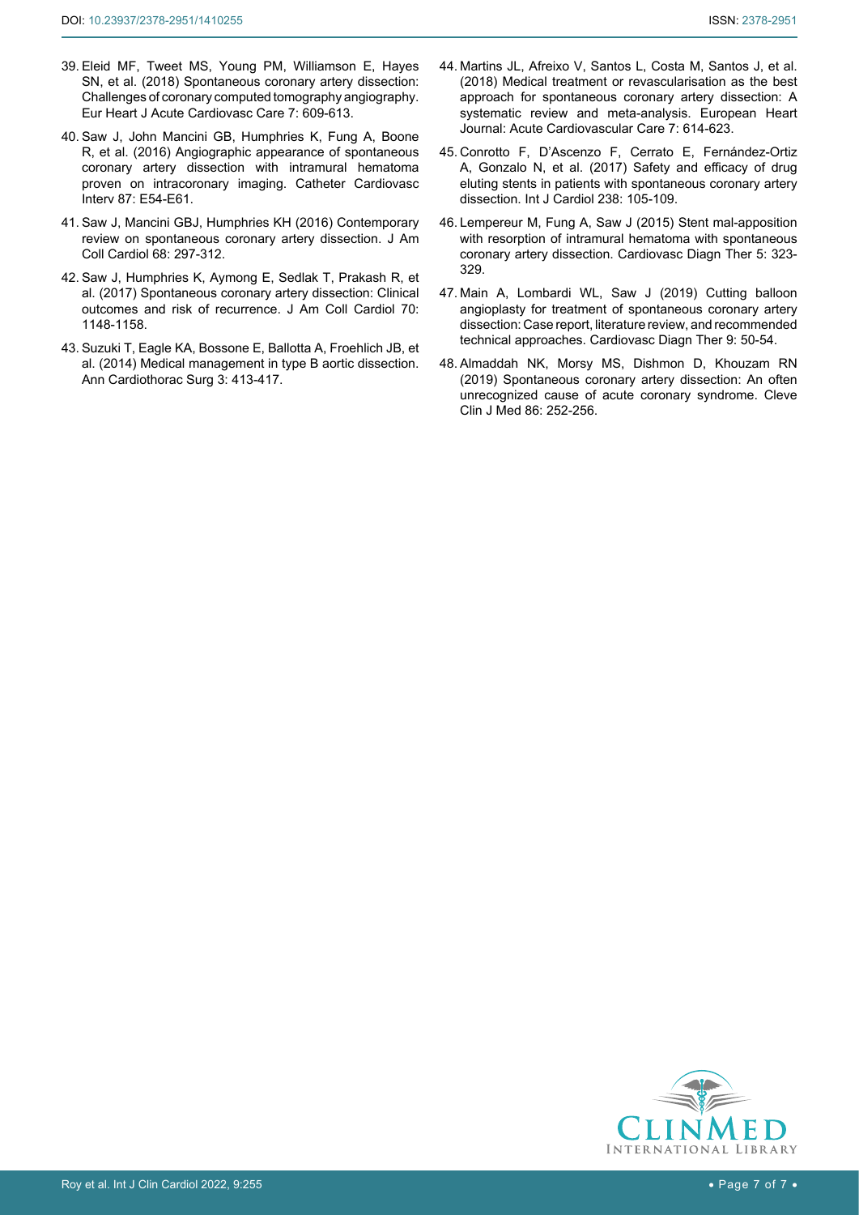39. Eleid MF, Tweet MS, Young PM, Williamson E, Hayes SN, et al. (2018) Spontaneous coronary artery dissection: Challenges of coronary computed tomography angiography. Eur Heart J Acute Cardiovasc Care 7: 609-613.

40. Saw J, John Mancini GB, Humphries K, Fung A, Boone R, et al. (2016) Angiographic appearance of spontaneous coronary artery dissection with intramural hematoma proven on intracoronary imaging. Catheter Cardiovasc Interv 87: E54-E61.

41. Saw J, Mancini GBJ, Humphries KH (2016) Contemporary review on spontaneous coronary artery dissection. J Am Coll Cardiol 68: 297-312.

42. Saw J, Humphries K, Aymong E, Sedlak T, Prakash R, et al. (2017) Spontaneous coronary artery dissection: Clinical outcomes and risk of recurrence. J Am Coll Cardiol 70: 1148-1158.

43. Suzuki T, Eagle KA, Bossone E, Ballotta A, Froehlich JB, et al. (2014) Medical management in type B aortic dissection. Ann Cardiothorac Surg 3: 413-417.

44. Martins JL, Afreixo V, Santos L, Costa M, Santos J, et al. (2018) Medical treatment or revascularisation as the best approach for spontaneous coronary artery dissection: A systematic review and meta-analysis. European Heart Journal: Acute Cardiovascular Care 7: 614-623.

45. Conrotto F, D'Ascenzo F, Cerrato E, Fernández-Ortiz A, Gonzalo N, et al. (2017) Safety and efficacy of drug eluting stents in patients with spontaneous coronary artery dissection. Int J Cardiol 238: 105-109.

46. Lempereur M, Fung A, Saw J (2015) Stent mal-apposition with resorption of intramural hematoma with spontaneous coronary artery dissection. Cardiovasc Diagn Ther 5: 323-329.

47. Main A, Lombardi WL, Saw J (2019) Cutting balloon angioplasty for treatment of spontaneous coronary artery dissection: Case report, literature review, and recommended technical approaches. Cardiovasc Diagn Ther 9: 50-54.

48. Almaddah NK, Morsy MS, Dishmon D, Khouzam RN (2019) Spontaneous coronary artery dissection: An often unrecognized cause of acute coronary syndrome. Cleve Clin J Med 86: 252-256.